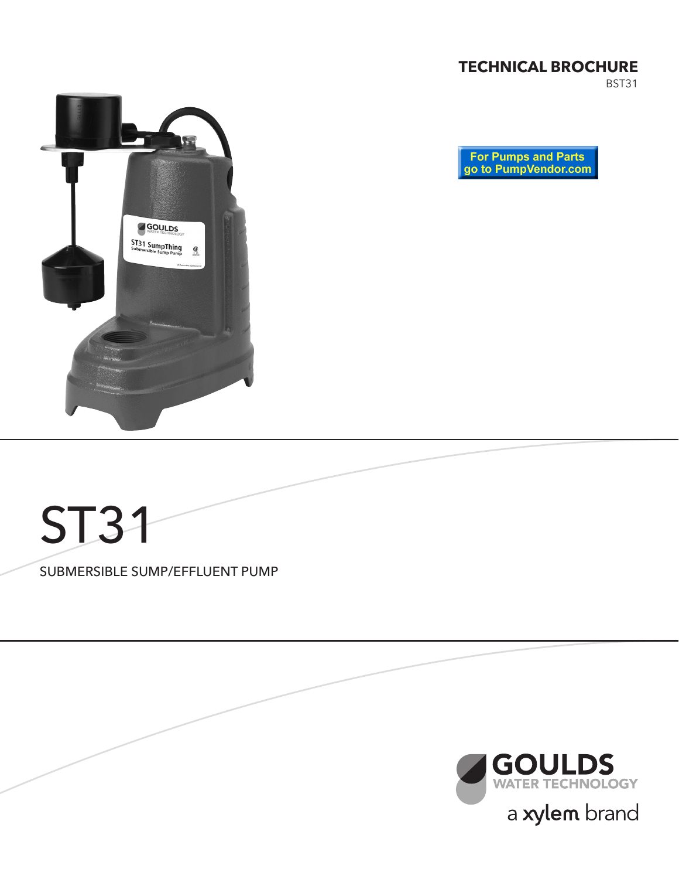**TECHNICAL BROCHURE**
BST31

For Pumps and Parts go to PumpVendor.com

# ST31

SUBMERSIBLE SUMP/EFFLUENT PUMP

GOULDS WATER TECHNOLOGY
a xylem brand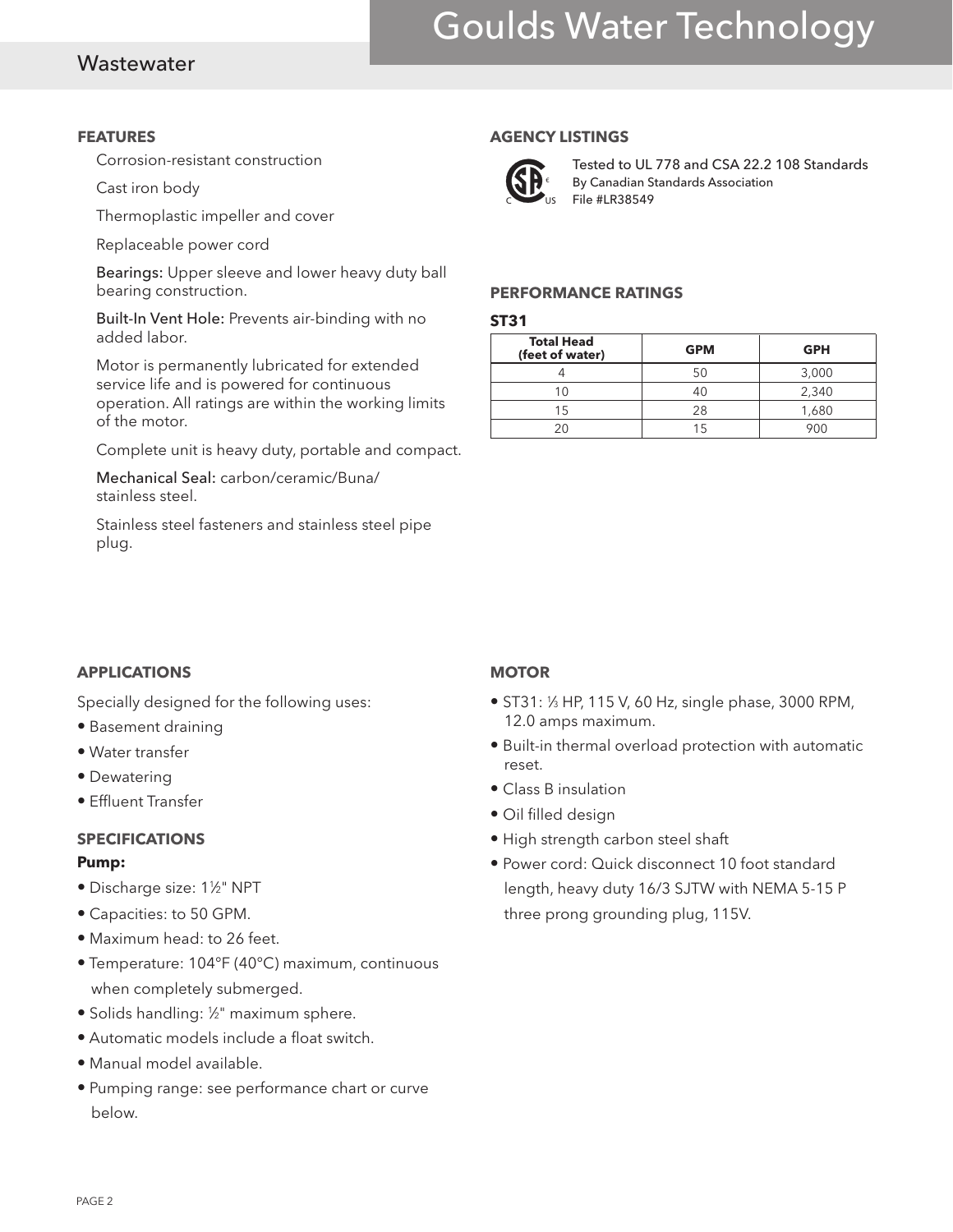## FEATURES

Corrosion-resistant construction

Cast iron body

Thermoplastic impeller and cover

Replaceable power cord

Bearings: Upper sleeve and lower heavy duty ball bearing construction.

Built-In Vent Hole: Prevents air-binding with no added labor.

Motor is permanently lubricated for extended service life and is powered for continuous operation. All ratings are within the working limits of the motor.

Complete unit is heavy duty, portable and compact.

Mechanical Seal: carbon/ceramic/Buna/stainless steel.

Stainless steel fasteners and stainless steel pipe plug.

## AGENCY LISTINGS

Tested to UL 778 and CSA 22.2 108 Standards
By Canadian Standards Association
File #LR38549

## PERFORMANCE RATINGS

**ST31**

| Total Head (feet of water) | GPM | GPH |
|---|---|---|
| 4 | 50 | 3,000 |
| 10 | 40 | 2,340 |
| 15 | 28 | 1,680 |
| 20 | 15 | 900 |

## APPLICATIONS

Specially designed for the following uses:

- Basement draining
- Water transfer
- Dewatering
- Effluent Transfer

## SPECIFICATIONS

**Pump:**

- Discharge size: 1½" NPT
- Capacities: to 50 GPM.
- Maximum head: to 26 feet.
- Temperature: 104°F (40°C) maximum, continuous when completely submerged.
- Solids handling: ½" maximum sphere.
- Automatic models include a float switch.
- Manual model available.
- Pumping range: see performance chart or curve below.

## MOTOR

- ST31: ⅓ HP, 115 V, 60 Hz, single phase, 3000 RPM, 12.0 amps maximum.
- Built-in thermal overload protection with automatic reset.
- Class B insulation
- Oil filled design
- High strength carbon steel shaft
- Power cord: Quick disconnect 10 foot standard length, heavy duty 16/3 SJTW with NEMA 5-15 P three prong grounding plug, 115V.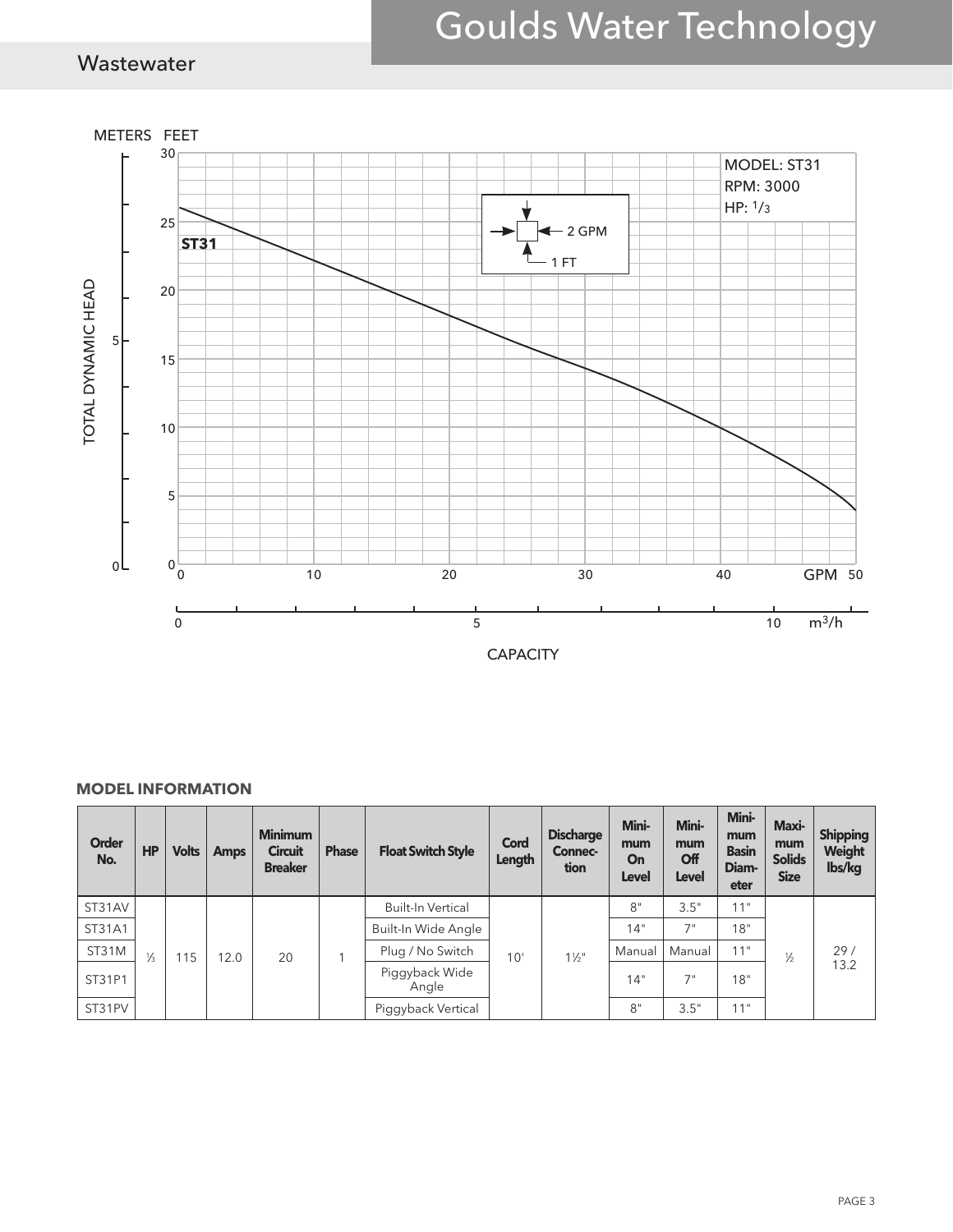## Wastewater

METERS FEET

TOTAL DYNAMIC HEAD

MODEL: ST31
RPM: 3000
HP: 1/3

ST31

2 GPM
1 FT

0 5 (meters)
0 5 10 15 20 25 30 (feet)
0 10 20 30 40 GPM 50
0 5 10 $m^3/h$

CAPACITY

**MODEL INFORMATION**

| Order No. | HP | Volts | Amps | Minimum Circuit Breaker | Phase | Float Switch Style | Cord Length | Discharge Connection | Minimum On Level | Minimum Off Level | Minimum Basin Diameter | Maximum Solids Size | Shipping Weight lbs/kg |
|---|---|---|---|---|---|---|---|---|---|---|---|---|---|
| ST31AV | ⅓ | 115 | 12.0 | 20 | 1 | Built-In Vertical | 10' | 1½" | 8" | 3.5" | 11" | ½ | 29 / 13.2 |
| ST31A1 | | | | | | Built-In Wide Angle | | | 14" | 7" | 18" | | |
| ST31M | | | | | | Plug / No Switch | | | Manual | Manual | 11" | | |
| ST31P1 | | | | | | Piggyback Wide Angle | | | 14" | 7" | 18" | | |
| ST31PV | | | | | | Piggyback Vertical | | | 8" | 3.5" | 11" | | |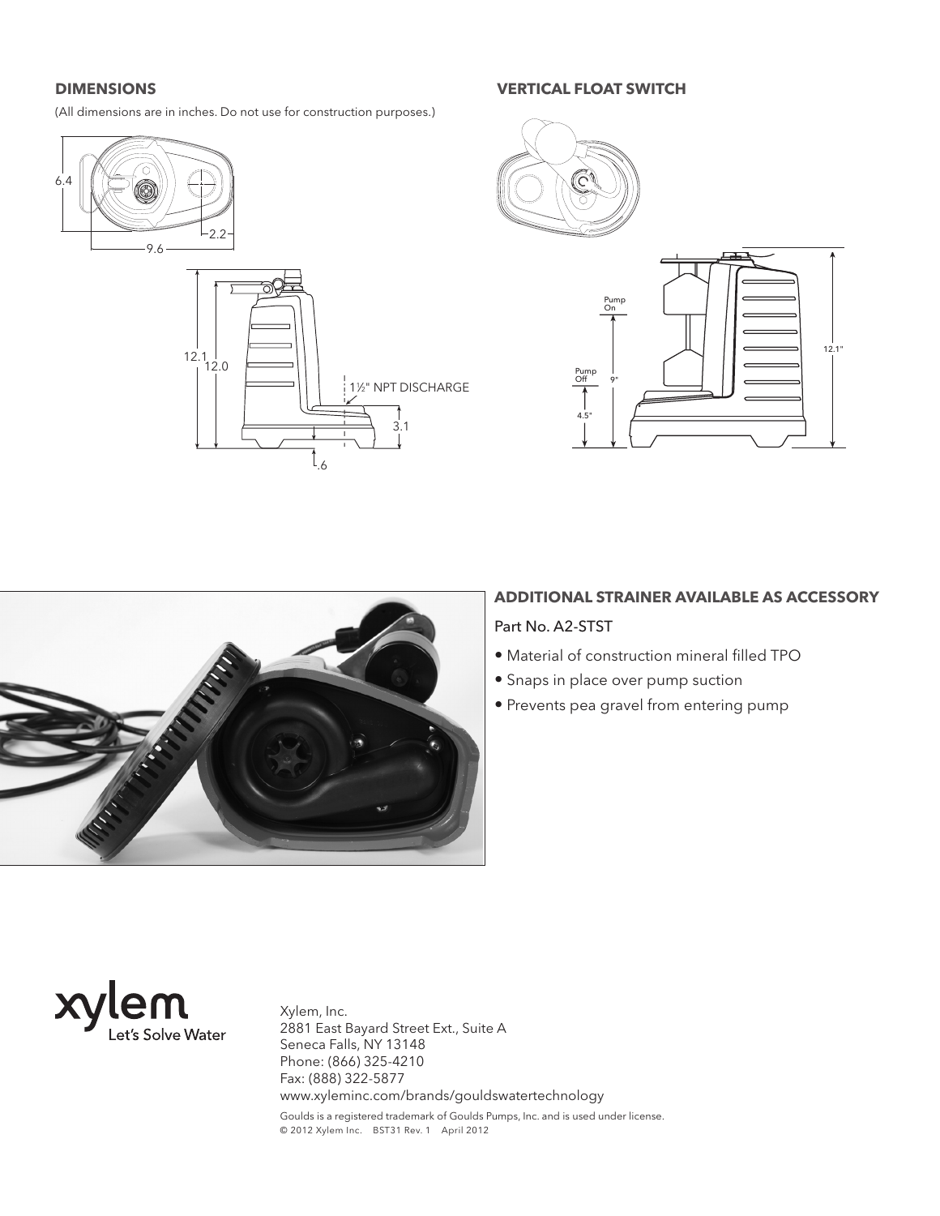## DIMENSIONS

(All dimensions are in inches. Do not use for construction purposes.)

6.4

2.2

9.6

12.1

12.0

1½" NPT DISCHARGE

3.1

.6

## VERTICAL FLOAT SWITCH

Pump On

Pump Off

9"

4.5"

12.1"

## ADDITIONAL STRAINER AVAILABLE AS ACCESSORY

Part No. A2-STST

- Material of construction mineral filled TPO
- Snaps in place over pump suction
- Prevents pea gravel from entering pump

xylem
Let's Solve Water

Xylem, Inc.
2881 East Bayard Street Ext., Suite A
Seneca Falls, NY 13148
Phone: (866) 325-4210
Fax: (888) 322-5877
www.xyleminc.com/brands/gouldswatertechnology

Goulds is a registered trademark of Goulds Pumps, Inc. and is used under license.
© 2012 Xylem Inc. BST31 Rev. 1 April 2012